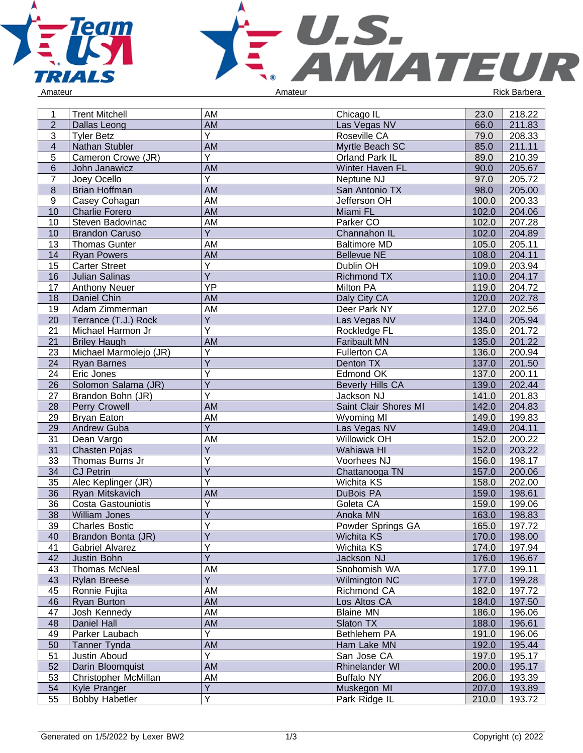Amateur Amateur Rick Barbera

| 1 | Trent Mitchell | AM | Chicago IL | 23.0 | 218.22 |
|---|---|---|---|---|---|
| 2 | Dallas Leong | AM | Las Vegas NV | 66.0 | 211.83 |
| 3 | Tyler Betz | Y | Roseville CA | 79.0 | 208.33 |
| 4 | Nathan Stubler | AM | Myrtle Beach SC | 85.0 | 211.11 |
| 5 | Cameron Crowe (JR) | Y | Orland Park IL | 89.0 | 210.39 |
| 6 | John Janawicz | AM | Winter Haven FL | 90.0 | 205.67 |
| 7 | Joey Ocello | Y | Neptune NJ | 97.0 | 205.72 |
| 8 | Brian Hoffman | AM | San Antonio TX | 98.0 | 205.00 |
| 9 | Casey Cohagan | AM | Jefferson OH | 100.0 | 200.33 |
| 10 | Charlie Forero | AM | Miami FL | 102.0 | 204.06 |
| 10 | Steven Badovinac | AM | Parker CO | 102.0 | 207.28 |
| 10 | Brandon Caruso | Y | Channahon IL | 102.0 | 204.89 |
| 13 | Thomas Gunter | AM | Baltimore MD | 105.0 | 205.11 |
| 14 | Ryan Powers | AM | Bellevue NE | 108.0 | 204.11 |
| 15 | Carter Street | Y | Dublin OH | 109.0 | 203.94 |
| 16 | Julian Salinas | Y | Richmond TX | 110.0 | 204.17 |
| 17 | Anthony Neuer | YP | Milton PA | 119.0 | 204.72 |
| 18 | Daniel Chin | AM | Daly City CA | 120.0 | 202.78 |
| 19 | Adam Zimmerman | AM | Deer Park NY | 127.0 | 202.56 |
| 20 | Terrance (T.J.) Rock | Y | Las Vegas NV | 134.0 | 205.94 |
| 21 | Michael Harmon Jr | Y | Rockledge FL | 135.0 | 201.72 |
| 21 | Briley Haugh | AM | Faribault MN | 135.0 | 201.22 |
| 23 | Michael Marmolejo (JR) | Y | Fullerton CA | 136.0 | 200.94 |
| 24 | Ryan Barnes | Y | Denton TX | 137.0 | 201.50 |
| 24 | Eric Jones | Y | Edmond OK | 137.0 | 200.11 |
| 26 | Solomon Salama (JR) | Y | Beverly Hills CA | 139.0 | 202.44 |
| 27 | Brandon Bohn (JR) | Y | Jackson NJ | 141.0 | 201.83 |
| 28 | Perry Crowell | AM | Saint Clair Shores MI | 142.0 | 204.83 |
| 29 | Bryan Eaton | AM | Wyoming MI | 149.0 | 199.83 |
| 29 | Andrew Guba | Y | Las Vegas NV | 149.0 | 204.11 |
| 31 | Dean Vargo | AM | Willowick OH | 152.0 | 200.22 |
| 31 | Chasten Pojas | Y | Wahiawa HI | 152.0 | 203.22 |
| 33 | Thomas Burns Jr | Y | Voorhees NJ | 156.0 | 198.17 |
| 34 | CJ Petrin | Y | Chattanooga TN | 157.0 | 200.06 |
| 35 | Alec Keplinger (JR) | Y | Wichita KS | 158.0 | 202.00 |
| 36 | Ryan Mitskavich | AM | DuBois PA | 159.0 | 198.61 |
| 36 | Costa Gastouniotis | Y | Goleta CA | 159.0 | 199.06 |
| 38 | William Jones | Y | Anoka MN | 163.0 | 198.83 |
| 39 | Charles Bostic | Y | Powder Springs GA | 165.0 | 197.72 |
| 40 | Brandon Bonta (JR) | Y | Wichita KS | 170.0 | 198.00 |
| 41 | Gabriel Alvarez | Y | Wichita KS | 174.0 | 197.94 |
| 42 | Justin Bohn | Y | Jackson NJ | 176.0 | 196.67 |
| 43 | Thomas McNeal | AM | Snohomish WA | 177.0 | 199.11 |
| 43 | Rylan Breese | Y | Wilmington NC | 177.0 | 199.28 |
| 45 | Ronnie Fujita | AM | Richmond CA | 182.0 | 197.72 |
| 46 | Ryan Burton | AM | Los Altos CA | 184.0 | 197.50 |
| 47 | Josh Kennedy | AM | Blaine MN | 186.0 | 196.06 |
| 48 | Daniel Hall | AM | Slaton TX | 188.0 | 196.61 |
| 49 | Parker Laubach | Y | Bethlehem PA | 191.0 | 196.06 |
| 50 | Tanner Tynda | AM | Ham Lake MN | 192.0 | 195.44 |
| 51 | Justin Aboud | Y | San Jose CA | 197.0 | 195.17 |
| 52 | Darin Bloomquist | AM | Rhinelander WI | 200.0 | 195.17 |
| 53 | Christopher McMillan | AM | Buffalo NY | 206.0 | 193.39 |
| 54 | Kyle Pranger | Y | Muskegon MI | 207.0 | 193.89 |
| 55 | Bobby Habetler | Y | Park Ridge IL | 210.0 | 193.72 |

Generated on 1/5/2022 by Lexer BW2 Copyright (c) 2022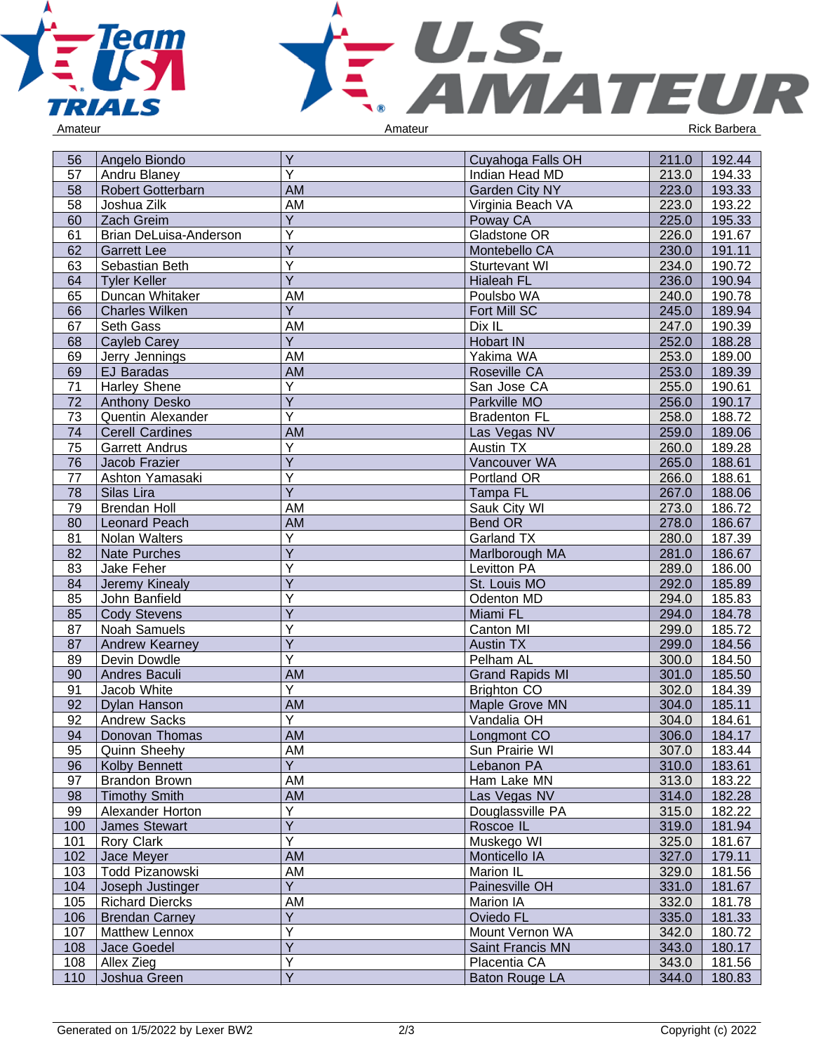| 56 | Angelo Biondo | Y | Cuyahoga Falls OH | 211.0 | 192.44 |
|---|---|---|---|---|---|
| 57 | Andru Blaney | Y | Indian Head MD | 213.0 | 194.33 |
| 58 | Robert Gotterbarn | AM | Garden City NY | 223.0 | 193.33 |
| 58 | Joshua Zilk | AM | Virginia Beach VA | 223.0 | 193.22 |
| 60 | Zach Greim | Y | Poway CA | 225.0 | 195.33 |
| 61 | Brian DeLuisa-Anderson | Y | Gladstone OR | 226.0 | 191.67 |
| 62 | Garrett Lee | Y | Montebello CA | 230.0 | 191.11 |
| 63 | Sebastian Beth | Y | Sturtevant WI | 234.0 | 190.72 |
| 64 | Tyler Keller | Y | Hialeah FL | 236.0 | 190.94 |
| 65 | Duncan Whitaker | AM | Poulsbo WA | 240.0 | 190.78 |
| 66 | Charles Wilken | Y | Fort Mill SC | 245.0 | 189.94 |
| 67 | Seth Gass | AM | Dix IL | 247.0 | 190.39 |
| 68 | Cayleb Carey | Y | Hobart IN | 252.0 | 188.28 |
| 69 | Jerry Jennings | AM | Yakima WA | 253.0 | 189.00 |
| 69 | EJ Baradas | AM | Roseville CA | 253.0 | 189.39 |
| 71 | Harley Shene | Y | San Jose CA | 255.0 | 190.61 |
| 72 | Anthony Desko | Y | Parkville MO | 256.0 | 190.17 |
| 73 | Quentin Alexander | Y | Bradenton FL | 258.0 | 188.72 |
| 74 | Cerell Cardines | AM | Las Vegas NV | 259.0 | 189.06 |
| 75 | Garrett Andrus | Y | Austin TX | 260.0 | 189.28 |
| 76 | Jacob Frazier | Y | Vancouver WA | 265.0 | 188.61 |
| 77 | Ashton Yamasaki | Y | Portland OR | 266.0 | 188.61 |
| 78 | Silas Lira | Y | Tampa FL | 267.0 | 188.06 |
| 79 | Brendan Holl | AM | Sauk City WI | 273.0 | 186.72 |
| 80 | Leonard Peach | AM | Bend OR | 278.0 | 186.67 |
| 81 | Nolan Walters | Y | Garland TX | 280.0 | 187.39 |
| 82 | Nate Purches | Y | Marlborough MA | 281.0 | 186.67 |
| 83 | Jake Feher | Y | Levitton PA | 289.0 | 186.00 |
| 84 | Jeremy Kinealy | Y | St. Louis MO | 292.0 | 185.89 |
| 85 | John Banfield | Y | Odenton MD | 294.0 | 185.83 |
| 85 | Cody Stevens | Y | Miami FL | 294.0 | 184.78 |
| 87 | Noah Samuels | Y | Canton MI | 299.0 | 185.72 |
| 87 | Andrew Kearney | Y | Austin TX | 299.0 | 184.56 |
| 89 | Devin Dowdle | Y | Pelham AL | 300.0 | 184.50 |
| 90 | Andres Baculi | AM | Grand Rapids MI | 301.0 | 185.50 |
| 91 | Jacob White | Y | Brighton CO | 302.0 | 184.39 |
| 92 | Dylan Hanson | AM | Maple Grove MN | 304.0 | 185.11 |
| 92 | Andrew Sacks | Y | Vandalia OH | 304.0 | 184.61 |
| 94 | Donovan Thomas | AM | Longmont CO | 306.0 | 184.17 |
| 95 | Quinn Sheehy | AM | Sun Prairie WI | 307.0 | 183.44 |
| 96 | Kolby Bennett | Y | Lebanon PA | 310.0 | 183.61 |
| 97 | Brandon Brown | AM | Ham Lake MN | 313.0 | 183.22 |
| 98 | Timothy Smith | AM | Las Vegas NV | 314.0 | 182.28 |
| 99 | Alexander Horton | Y | Douglassville PA | 315.0 | 182.22 |
| 100 | James Stewart | Y | Roscoe IL | 319.0 | 181.94 |
| 101 | Rory Clark | Y | Muskego WI | 325.0 | 181.67 |
| 102 | Jace Meyer | AM | Monticello IA | 327.0 | 179.11 |
| 103 | Todd Pizanowski | AM | Marion IL | 329.0 | 181.56 |
| 104 | Joseph Justinger | Y | Painesville OH | 331.0 | 181.67 |
| 105 | Richard Diercks | AM | Marion IA | 332.0 | 181.78 |
| 106 | Brendan Carney | Y | Oviedo FL | 335.0 | 181.33 |
| 107 | Matthew Lennox | Y | Mount Vernon WA | 342.0 | 180.72 |
| 108 | Jace Goedel | Y | Saint Francis MN | 343.0 | 180.17 |
| 108 | Allex Zieg | Y | Placentia CA | 343.0 | 181.56 |
| 110 | Joshua Green | Y | Baton Rouge LA | 344.0 | 180.83 |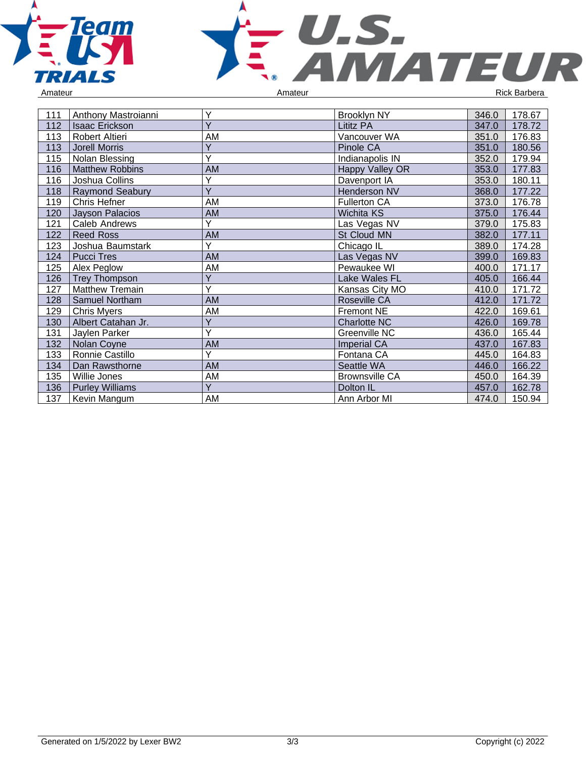Amateur | Amateur | Rick Barbera

| | | | | | |
|---|---|---|---|---|---|
| 111 | Anthony Mastroianni | Y | Brooklyn NY | 346.0 | 178.67 |
| 112 | Isaac Erickson | Y | Lititz PA | 347.0 | 178.72 |
| 113 | Robert Altieri | AM | Vancouver WA | 351.0 | 176.83 |
| 113 | Jorell Morris | Y | Pinole CA | 351.0 | 180.56 |
| 115 | Nolan Blessing | Y | Indianapolis IN | 352.0 | 179.94 |
| 116 | Matthew Robbins | AM | Happy Valley OR | 353.0 | 177.83 |
| 116 | Joshua Collins | Y | Davenport IA | 353.0 | 180.11 |
| 118 | Raymond Seabury | Y | Henderson NV | 368.0 | 177.22 |
| 119 | Chris Hefner | AM | Fullerton CA | 373.0 | 176.78 |
| 120 | Jayson Palacios | AM | Wichita KS | 375.0 | 176.44 |
| 121 | Caleb Andrews | Y | Las Vegas NV | 379.0 | 175.83 |
| 122 | Reed Ross | AM | St Cloud MN | 382.0 | 177.11 |
| 123 | Joshua Baumstark | Y | Chicago IL | 389.0 | 174.28 |
| 124 | Pucci Tres | AM | Las Vegas NV | 399.0 | 169.83 |
| 125 | Alex Peglow | AM | Pewaukee WI | 400.0 | 171.17 |
| 126 | Trey Thompson | Y | Lake Wales FL | 405.0 | 166.44 |
| 127 | Matthew Tremain | Y | Kansas City MO | 410.0 | 171.72 |
| 128 | Samuel Northam | AM | Roseville CA | 412.0 | 171.72 |
| 129 | Chris Myers | AM | Fremont NE | 422.0 | 169.61 |
| 130 | Albert Catahan Jr. | Y | Charlotte NC | 426.0 | 169.78 |
| 131 | Jaylen Parker | Y | Greenville NC | 436.0 | 165.44 |
| 132 | Nolan Coyne | AM | Imperial CA | 437.0 | 167.83 |
| 133 | Ronnie Castillo | Y | Fontana CA | 445.0 | 164.83 |
| 134 | Dan Rawsthorne | AM | Seattle WA | 446.0 | 166.22 |
| 135 | Willie Jones | AM | Brownsville CA | 450.0 | 164.39 |
| 136 | Purley Williams | Y | Dolton IL | 457.0 | 162.78 |
| 137 | Kevin Mangum | AM | Ann Arbor MI | 474.0 | 150.94 |

Generated on 1/5/2022 by Lexer BW2 | Copyright (c) 2022